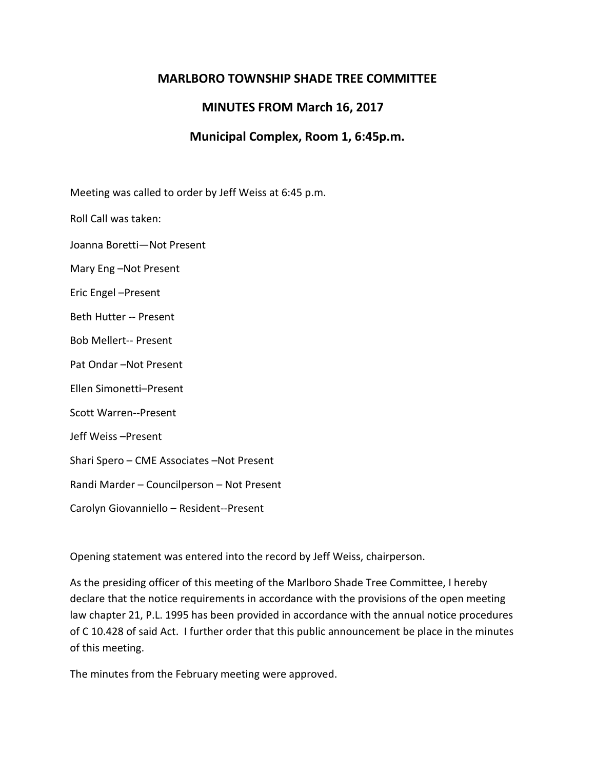# MARLBORO TOWNSHIP SHADE TREE COMMITTEE

## MINUTES FROM March 16, 2017

## Municipal Complex, Room 1, 6:45p.m.

Meeting was called to order by Jeff Weiss at 6:45 p.m.

Roll Call was taken:

Joanna Boretti—Not Present

Mary Eng –Not Present

Eric Engel –Present

Beth Hutter -- Present

Bob Mellert-- Present

Pat Ondar –Not Present

Ellen Simonetti–Present

Scott Warren--Present

Jeff Weiss –Present

Shari Spero – CME Associates –Not Present

Randi Marder – Councilperson – Not Present

Carolyn Giovanniello – Resident--Present

Opening statement was entered into the record by Jeff Weiss, chairperson.

As the presiding officer of this meeting of the Marlboro Shade Tree Committee, I hereby declare that the notice requirements in accordance with the provisions of the open meeting law chapter 21, P.L. 1995 has been provided in accordance with the annual notice procedures of C 10.428 of said Act. I further order that this public announcement be place in the minutes of this meeting.

The minutes from the February meeting were approved.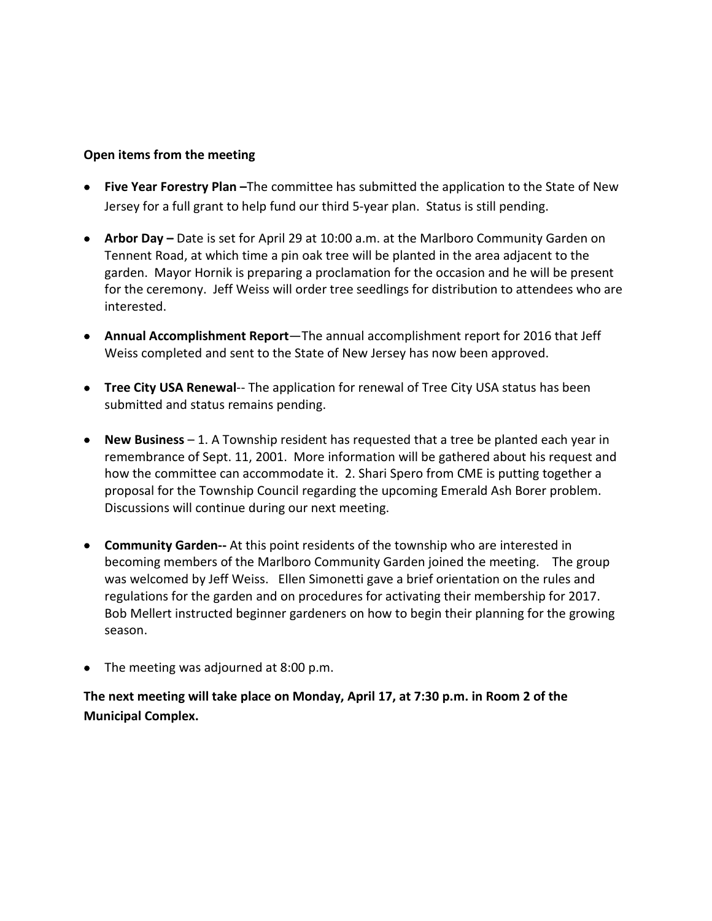**Open items from the meeting**

- **Five Year Forestry Plan –**The committee has submitted the application to the State of New Jersey for a full grant to help fund our third 5-year plan. Status is still pending.
- **Arbor Day –** Date is set for April 29 at 10:00 a.m. at the Marlboro Community Garden on Tennent Road, at which time a pin oak tree will be planted in the area adjacent to the garden. Mayor Hornik is preparing a proclamation for the occasion and he will be present for the ceremony. Jeff Weiss will order tree seedlings for distribution to attendees who are interested.
- **Annual Accomplishment Report**—The annual accomplishment report for 2016 that Jeff Weiss completed and sent to the State of New Jersey has now been approved.
- **Tree City USA Renewal**-- The application for renewal of Tree City USA status has been submitted and status remains pending.
- **New Business** – 1. A Township resident has requested that a tree be planted each year in remembrance of Sept. 11, 2001. More information will be gathered about his request and how the committee can accommodate it. 2. Shari Spero from CME is putting together a proposal for the Township Council regarding the upcoming Emerald Ash Borer problem. Discussions will continue during our next meeting.
- **Community Garden--** At this point residents of the township who are interested in becoming members of the Marlboro Community Garden joined the meeting. The group was welcomed by Jeff Weiss. Ellen Simonetti gave a brief orientation on the rules and regulations for the garden and on procedures for activating their membership for 2017. Bob Mellert instructed beginner gardeners on how to begin their planning for the growing season.
- The meeting was adjourned at 8:00 p.m.

**The next meeting will take place on Monday, April 17, at 7:30 p.m. in Room 2 of the Municipal Complex.**